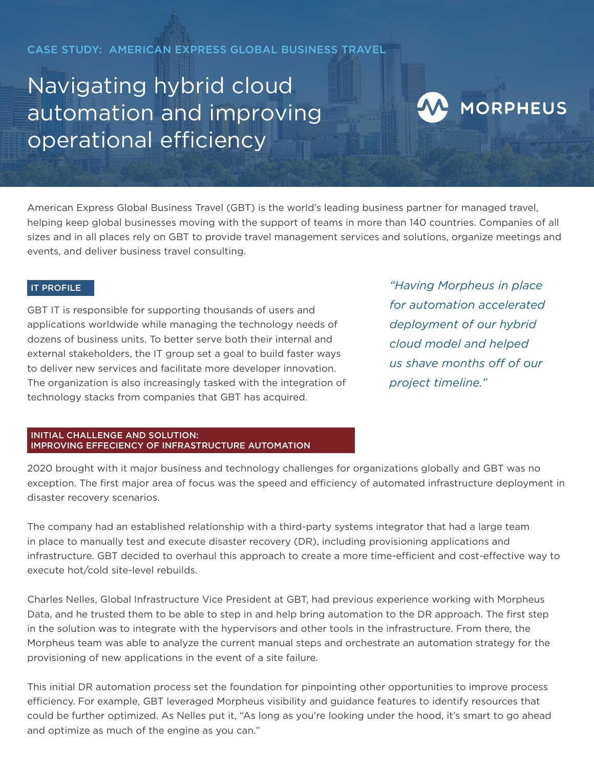CASE STUDY: AMERICAN EXPRESS GLOBAL BUSINESS TRAVEL

# Navigating hybrid cloud automation and improving operational efficiency

MORPHEUS

American Express Global Business Travel (GBT) is the world's leading business partner for managed travel, helping keep global businesses moving with the support of teams in more than 140 countries. Companies of all sizes and in all places rely on GBT to provide travel management services and solutions, organize meetings and events, and deliver business travel consulting.

## IT PROFILE

GBT IT is responsible for supporting thousands of users and applications worldwide while managing the technology needs of dozens of business units. To better serve both their internal and external stakeholders, the IT group set a goal to build faster ways to deliver new services and facilitate more developer innovation. The organization is also increasingly tasked with the integration of technology stacks from companies that GBT has acquired.

*"Having Morpheus in place for automation accelerated deployment of our hybrid cloud model and helped us shave months off of our project timeline."*

## INITIAL CHALLENGE AND SOLUTION: IMPROVING EFFECIENCY OF INFRASTRUCTURE AUTOMATION

2020 brought with it major business and technology challenges for organizations globally and GBT was no exception. The first major area of focus was the speed and efficiency of automated infrastructure deployment in disaster recovery scenarios.

The company had an established relationship with a third-party systems integrator that had a large team in place to manually test and execute disaster recovery (DR), including provisioning applications and infrastructure. GBT decided to overhaul this approach to create a more time-efficient and cost-effective way to execute hot/cold site-level rebuilds.

Charles Nelles, Global Infrastructure Vice President at GBT, had previous experience working with Morpheus Data, and he trusted them to be able to step in and help bring automation to the DR approach. The first step in the solution was to integrate with the hypervisors and other tools in the infrastructure. From there, the Morpheus team was able to analyze the current manual steps and orchestrate an automation strategy for the provisioning of new applications in the event of a site failure.

This initial DR automation process set the foundation for pinpointing other opportunities to improve process efficiency. For example, GBT leveraged Morpheus visibility and guidance features to identify resources that could be further optimized. As Nelles put it, "As long as you're looking under the hood, it's smart to go ahead and optimize as much of the engine as you can."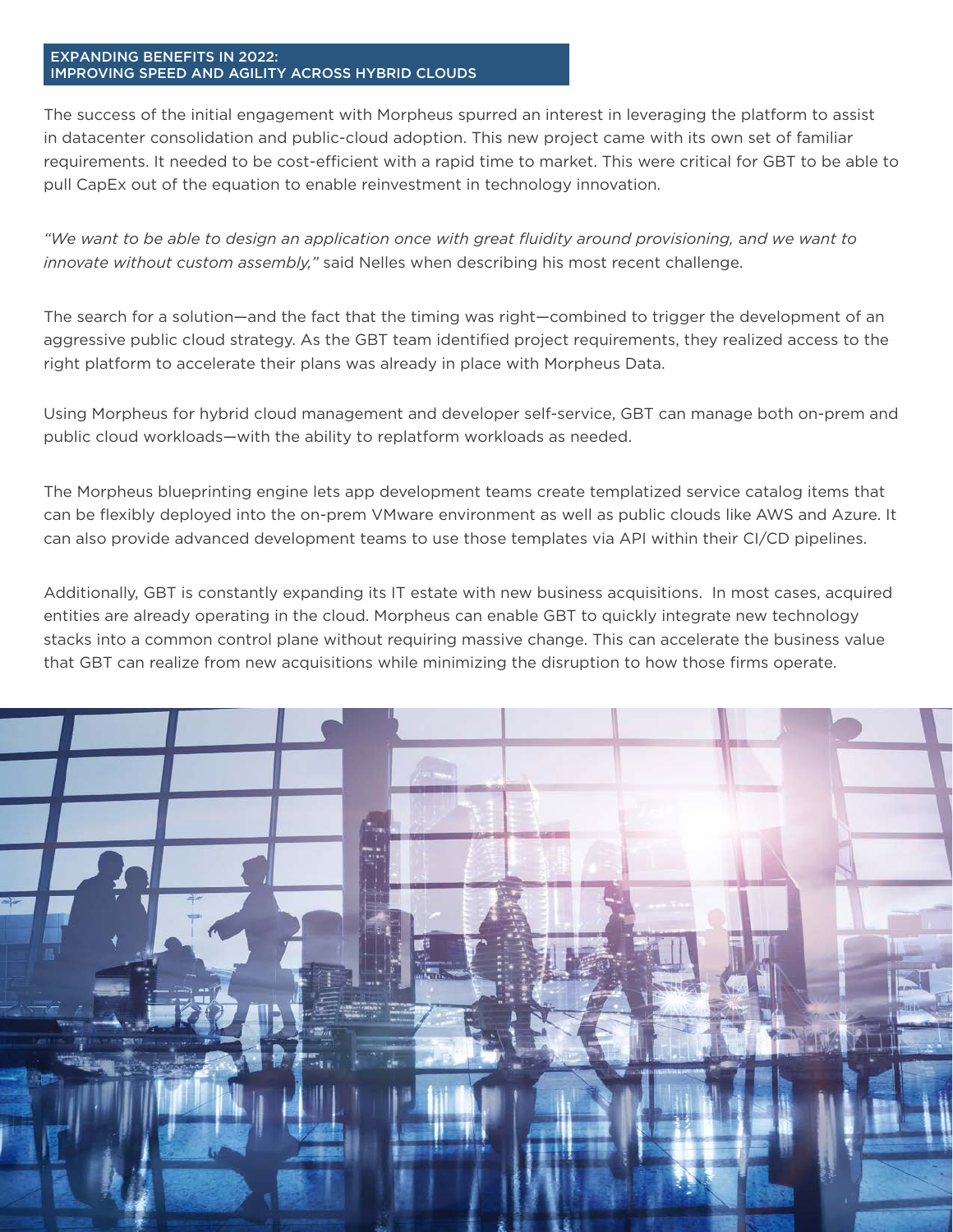## EXPANDING BENEFITS IN 2022: IMPROVING SPEED AND AGILITY ACROSS HYBRID CLOUDS

The success of the initial engagement with Morpheus spurred an interest in leveraging the platform to assist in datacenter consolidation and public-cloud adoption. This new project came with its own set of familiar requirements. It needed to be cost-efficient with a rapid time to market. This were critical for GBT to be able to pull CapEx out of the equation to enable reinvestment in technology innovation.

*"We want to be able to design an application once with great fluidity around provisioning,* and *we want to innovate without custom assembly,"* said Nelles when describing his most recent challenge.

The search for a solution—and the fact that the timing was right—combined to trigger the development of an aggressive public cloud strategy. As the GBT team identified project requirements, they realized access to the right platform to accelerate their plans was already in place with Morpheus Data.

Using Morpheus for hybrid cloud management and developer self-service, GBT can manage both on-prem and public cloud workloads—with the ability to replatform workloads as needed.

The Morpheus blueprinting engine lets app development teams create templatized service catalog items that can be flexibly deployed into the on-prem VMware environment as well as public clouds like AWS and Azure. It can also provide advanced development teams to use those templates via API within their CI/CD pipelines.

Additionally, GBT is constantly expanding its IT estate with new business acquisitions. In most cases, acquired entities are already operating in the cloud. Morpheus can enable GBT to quickly integrate new technology stacks into a common control plane without requiring massive change. This can accelerate the business value that GBT can realize from new acquisitions while minimizing the disruption to how those firms operate.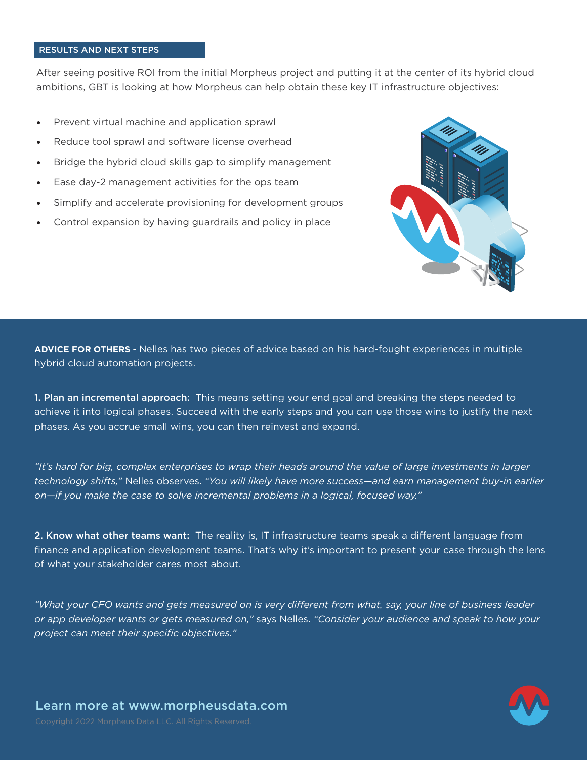## RESULTS AND NEXT STEPS

After seeing positive ROI from the initial Morpheus project and putting it at the center of its hybrid cloud ambitions, GBT is looking at how Morpheus can help obtain these key IT infrastructure objectives:

- Prevent virtual machine and application sprawl
- Reduce tool sprawl and software license overhead
- Bridge the hybrid cloud skills gap to simplify management
- Ease day-2 management activities for the ops team
- Simplify and accelerate provisioning for development groups
- Control expansion by having guardrails and policy in place

**ADVICE FOR OTHERS -** Nelles has two pieces of advice based on his hard-fought experiences in multiple hybrid cloud automation projects.

**1. Plan an incremental approach:** This means setting your end goal and breaking the steps needed to achieve it into logical phases. Succeed with the early steps and you can use those wins to justify the next phases. As you accrue small wins, you can then reinvest and expand.

*"It's hard for big, complex enterprises to wrap their heads around the value of large investments in larger technology shifts,"* Nelles observes. *"You will likely have more success—and earn management buy-in earlier on—if you make the case to solve incremental problems in a logical, focused way."*

**2. Know what other teams want:** The reality is, IT infrastructure teams speak a different language from finance and application development teams. That's why it's important to present your case through the lens of what your stakeholder cares most about.

*"What your CFO wants and gets measured on is very different from what, say, your line of business leader or app developer wants or gets measured on,"* says Nelles. *"Consider your audience and speak to how your project can meet their specific objectives."*

Learn more at www.morpheusdata.com

Copyright 2022 Morpheus Data LLC. All Rights Reserved.